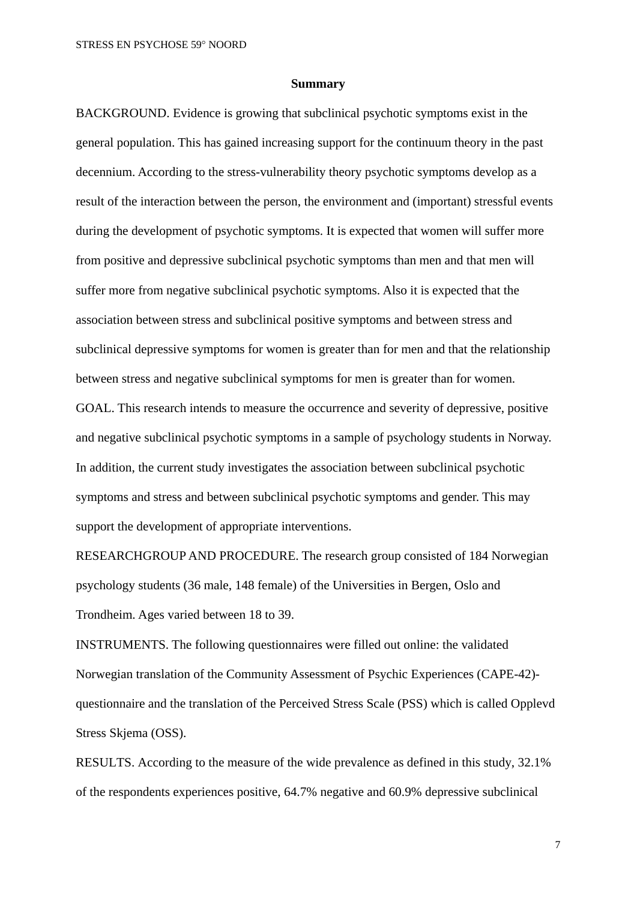## Summary

BACKGROUND. Evidence is growing that subclinical psychotic symptoms exist in the general population. This has gained increasing support for the continuum theory in the past decennium. According to the stress-vulnerability theory psychotic symptoms develop as a result of the interaction between the person, the environment and (important) stressful events during the development of psychotic symptoms. It is expected that women will suffer more from positive and depressive subclinical psychotic symptoms than men and that men will suffer more from negative subclinical psychotic symptoms. Also it is expected that the association between stress and subclinical positive symptoms and between stress and subclinical depressive symptoms for women is greater than for men and that the relationship between stress and negative subclinical symptoms for men is greater than for women.

GOAL. This research intends to measure the occurrence and severity of depressive, positive and negative subclinical psychotic symptoms in a sample of psychology students in Norway. In addition, the current study investigates the association between subclinical psychotic symptoms and stress and between subclinical psychotic symptoms and gender. This may support the development of appropriate interventions.

RESEARCHGROUP AND PROCEDURE. The research group consisted of 184 Norwegian psychology students (36 male, 148 female) of the Universities in Bergen, Oslo and Trondheim. Ages varied between 18 to 39.

INSTRUMENTS. The following questionnaires were filled out online: the validated Norwegian translation of the Community Assessment of Psychic Experiences (CAPE-42)-questionnaire and the translation of the Perceived Stress Scale (PSS) which is called Opplevd Stress Skjema (OSS).

RESULTS. According to the measure of the wide prevalence as defined in this study, 32.1% of the respondents experiences positive, 64.7% negative and 60.9% depressive subclinical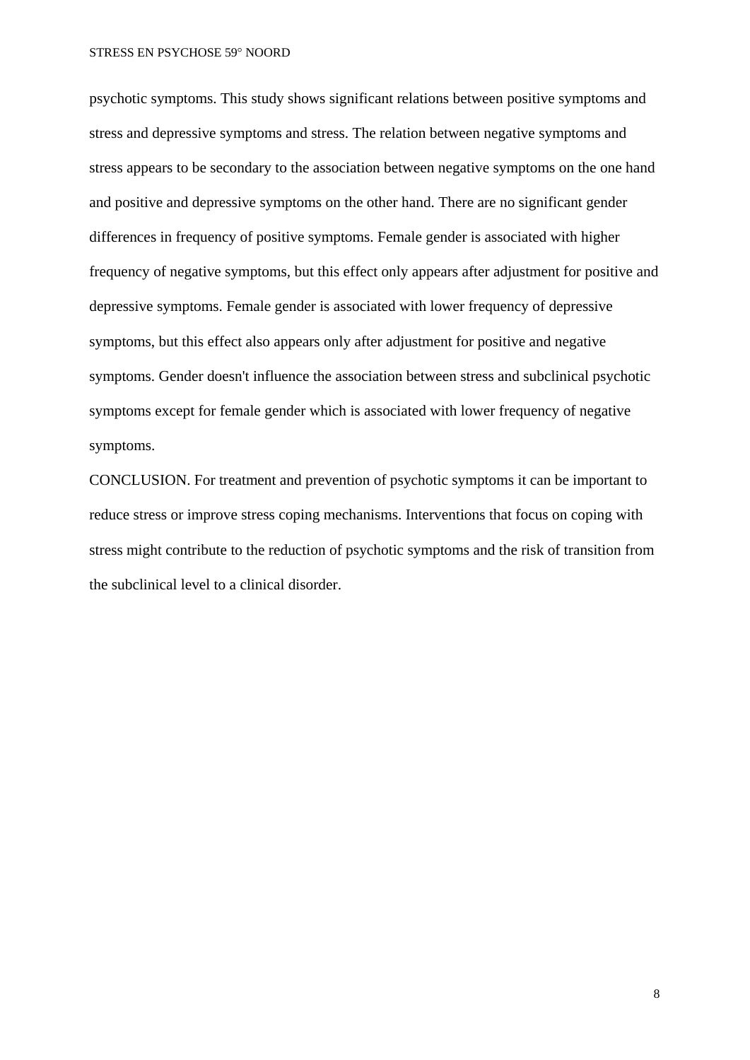psychotic symptoms. This study shows significant relations between positive symptoms and stress and depressive symptoms and stress. The relation between negative symptoms and stress appears to be secondary to the association between negative symptoms on the one hand and positive and depressive symptoms on the other hand. There are no significant gender differences in frequency of positive symptoms. Female gender is associated with higher frequency of negative symptoms, but this effect only appears after adjustment for positive and depressive symptoms. Female gender is associated with lower frequency of depressive symptoms, but this effect also appears only after adjustment for positive and negative symptoms. Gender doesn't influence the association between stress and subclinical psychotic symptoms except for female gender which is associated with lower frequency of negative symptoms.

CONCLUSION. For treatment and prevention of psychotic symptoms it can be important to reduce stress or improve stress coping mechanisms. Interventions that focus on coping with stress might contribute to the reduction of psychotic symptoms and the risk of transition from the subclinical level to a clinical disorder.